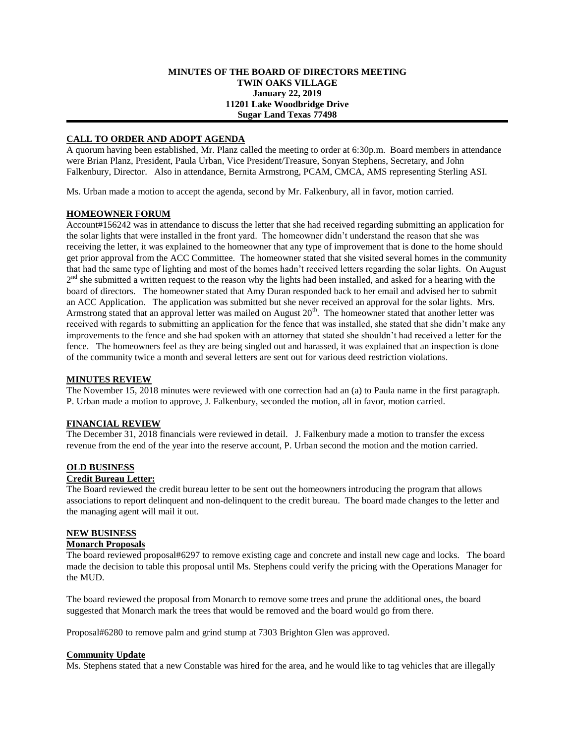**MINUTES OF THE BOARD OF DIRECTORS MEETING**
**TWIN OAKS VILLAGE**
**January 22, 2019**
**11201 Lake Woodbridge Drive**
**Sugar Land Texas 77498**

---

## CALL TO ORDER AND ADOPT AGENDA

A quorum having been established, Mr. Planz called the meeting to order at 6:30p.m. Board members in attendance were Brian Planz, President, Paula Urban, Vice President/Treasure, Sonyan Stephens, Secretary, and John Falkenbury, Director. Also in attendance, Bernita Armstrong, PCAM, CMCA, AMS representing Sterling ASI.

Ms. Urban made a motion to accept the agenda, second by Mr. Falkenbury, all in favor, motion carried.

## HOMEOWNER FORUM

Account#156242 was in attendance to discuss the letter that she had received regarding submitting an application for the solar lights that were installed in the front yard. The homeowner didn't understand the reason that she was receiving the letter, it was explained to the homeowner that any type of improvement that is done to the home should get prior approval from the ACC Committee. The homeowner stated that she visited several homes in the community that had the same type of lighting and most of the homes hadn't received letters regarding the solar lights. On August 2nd she submitted a written request to the reason why the lights had been installed, and asked for a hearing with the board of directors. The homeowner stated that Amy Duran responded back to her email and advised her to submit an ACC Application. The application was submitted but she never received an approval for the solar lights. Mrs. Armstrong stated that an approval letter was mailed on August 20th. The homeowner stated that another letter was received with regards to submitting an application for the fence that was installed, she stated that she didn't make any improvements to the fence and she had spoken with an attorney that stated she shouldn't had received a letter for the fence. The homeowners feel as they are being singled out and harassed, it was explained that an inspection is done of the community twice a month and several letters are sent out for various deed restriction violations.

## MINUTES REVIEW

The November 15, 2018 minutes were reviewed with one correction had an (a) to Paula name in the first paragraph. P. Urban made a motion to approve, J. Falkenbury, seconded the motion, all in favor, motion carried.

## FINANCIAL REVIEW

The December 31, 2018 financials were reviewed in detail. J. Falkenbury made a motion to transfer the excess revenue from the end of the year into the reserve account, P. Urban second the motion and the motion carried.

## OLD BUSINESS

### Credit Bureau Letter:

The Board reviewed the credit bureau letter to be sent out the homeowners introducing the program that allows associations to report delinquent and non-delinquent to the credit bureau. The board made changes to the letter and the managing agent will mail it out.

## NEW BUSINESS

### Monarch Proposals

The board reviewed proposal#6297 to remove existing cage and concrete and install new cage and locks. The board made the decision to table this proposal until Ms. Stephens could verify the pricing with the Operations Manager for the MUD.

The board reviewed the proposal from Monarch to remove some trees and prune the additional ones, the board suggested that Monarch mark the trees that would be removed and the board would go from there.

Proposal#6280 to remove palm and grind stump at 7303 Brighton Glen was approved.

### Community Update

Ms. Stephens stated that a new Constable was hired for the area, and he would like to tag vehicles that are illegally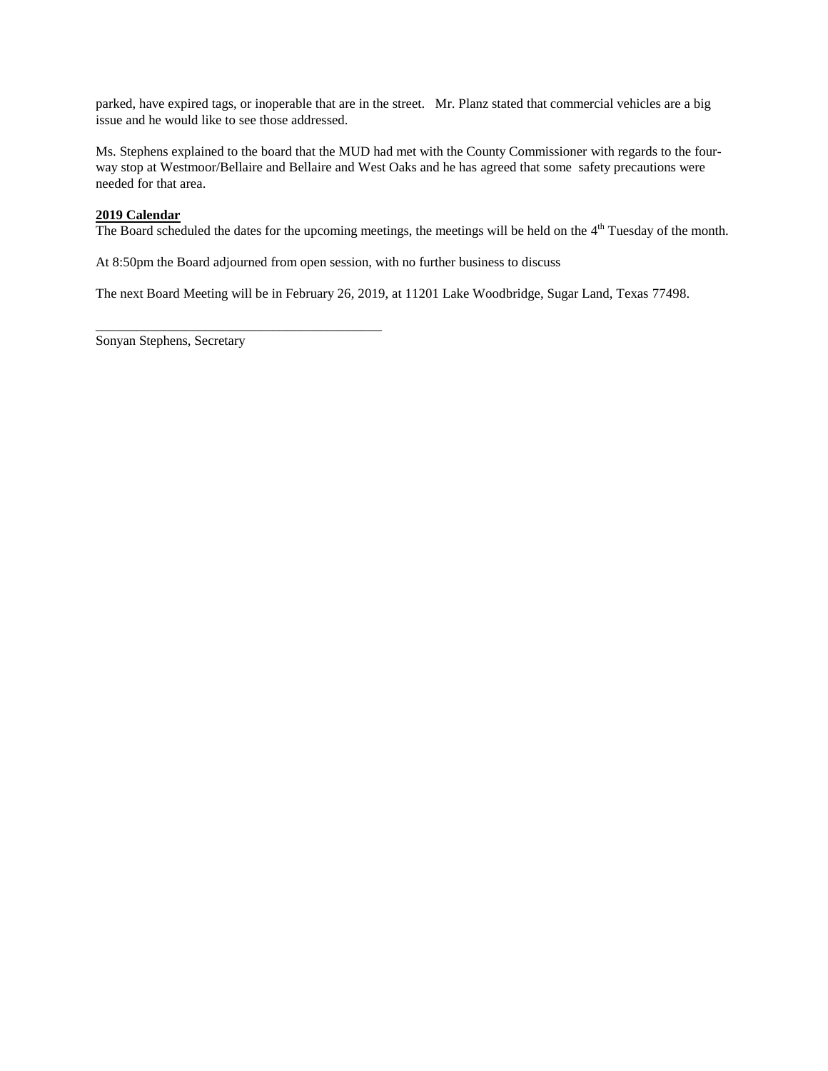parked, have expired tags, or inoperable that are in the street. Mr. Planz stated that commercial vehicles are a big issue and he would like to see those addressed.

Ms. Stephens explained to the board that the MUD had met with the County Commissioner with regards to the four-way stop at Westmoor/Bellaire and Bellaire and West Oaks and he has agreed that some safety precautions were needed for that area.

**2019 Calendar**

The Board scheduled the dates for the upcoming meetings, the meetings will be held on the 4th Tuesday of the month.

At 8:50pm the Board adjourned from open session, with no further business to discuss

The next Board Meeting will be in February 26, 2019, at 11201 Lake Woodbridge, Sugar Land, Texas 77498.

_____________________________________________

Sonyan Stephens, Secretary